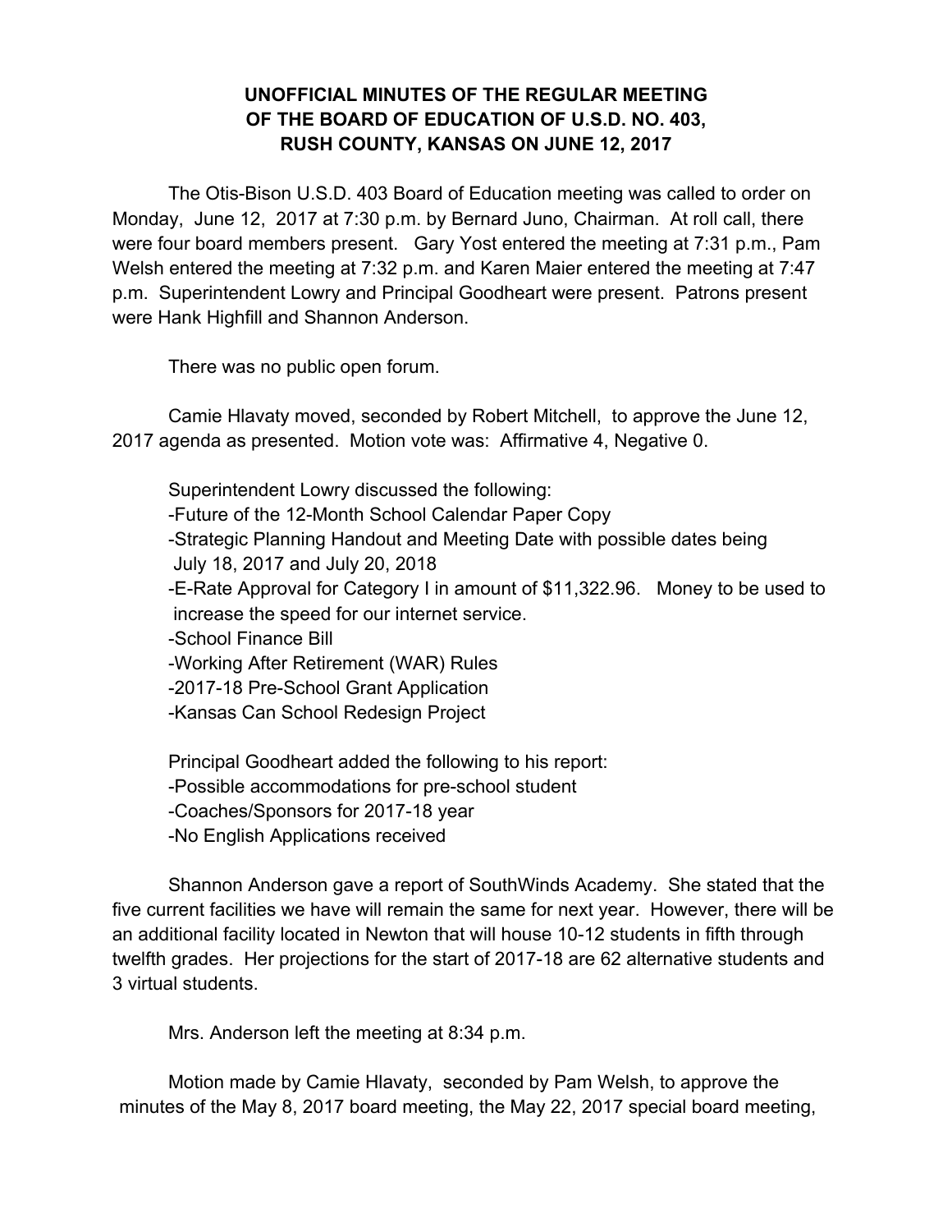**UNOFFICIAL MINUTES OF THE REGULAR MEETING OF THE BOARD OF EDUCATION OF U.S.D. NO. 403, RUSH COUNTY, KANSAS ON JUNE 12, 2017**

The Otis-Bison U.S.D. 403 Board of Education meeting was called to order on Monday, June 12, 2017 at 7:30 p.m. by Bernard Juno, Chairman. At roll call, there were four board members present. Gary Yost entered the meeting at 7:31 p.m., Pam Welsh entered the meeting at 7:32 p.m. and Karen Maier entered the meeting at 7:47 p.m. Superintendent Lowry and Principal Goodheart were present. Patrons present were Hank Highfill and Shannon Anderson.

There was no public open forum.

Camie Hlavaty moved, seconded by Robert Mitchell, to approve the June 12, 2017 agenda as presented. Motion vote was: Affirmative 4, Negative 0.

Superintendent Lowry discussed the following:

- -Future of the 12-Month School Calendar Paper Copy
- -Strategic Planning Handout and Meeting Date with possible dates being July 18, 2017 and July 20, 2018
- -E-Rate Approval for Category I in amount of $11,322.96. Money to be used to increase the speed for our internet service.
- -School Finance Bill
- -Working After Retirement (WAR) Rules
- -2017-18 Pre-School Grant Application
- -Kansas Can School Redesign Project

Principal Goodheart added the following to his report:

- -Possible accommodations for pre-school student
- -Coaches/Sponsors for 2017-18 year
- -No English Applications received

Shannon Anderson gave a report of SouthWinds Academy. She stated that the five current facilities we have will remain the same for next year. However, there will be an additional facility located in Newton that will house 10-12 students in fifth through twelfth grades. Her projections for the start of 2017-18 are 62 alternative students and 3 virtual students.

Mrs. Anderson left the meeting at 8:34 p.m.

Motion made by Camie Hlavaty, seconded by Pam Welsh, to approve the minutes of the May 8, 2017 board meeting, the May 22, 2017 special board meeting,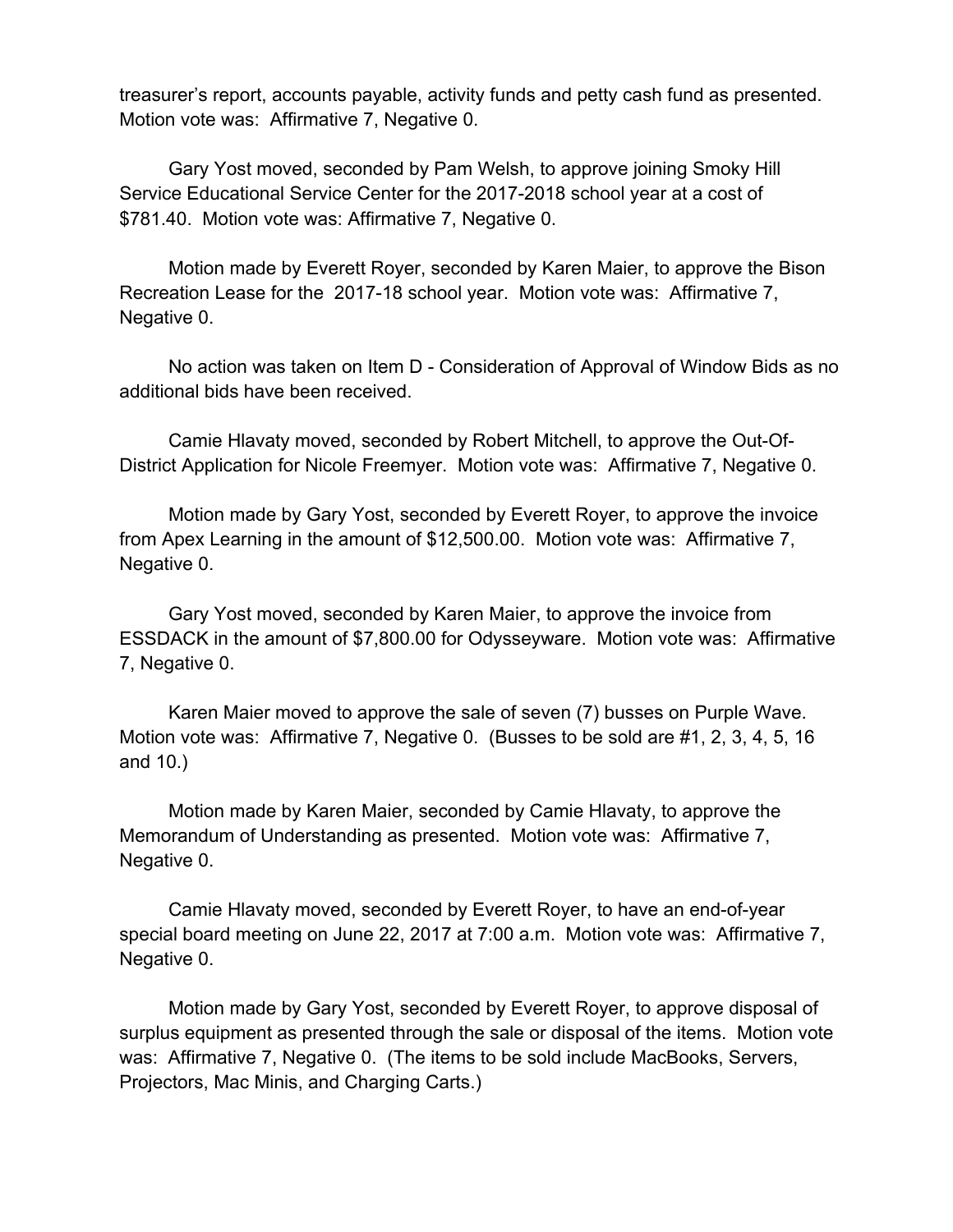treasurer's report, accounts payable, activity funds and petty cash fund as presented. Motion vote was: Affirmative 7, Negative 0.

Gary Yost moved, seconded by Pam Welsh, to approve joining Smoky Hill Service Educational Service Center for the 2017-2018 school year at a cost of $781.40. Motion vote was: Affirmative 7, Negative 0.

Motion made by Everett Royer, seconded by Karen Maier, to approve the Bison Recreation Lease for the 2017-18 school year. Motion vote was: Affirmative 7, Negative 0.

No action was taken on Item D - Consideration of Approval of Window Bids as no additional bids have been received.

Camie Hlavaty moved, seconded by Robert Mitchell, to approve the Out-Of-District Application for Nicole Freemyer. Motion vote was: Affirmative 7, Negative 0.

Motion made by Gary Yost, seconded by Everett Royer, to approve the invoice from Apex Learning in the amount of $12,500.00. Motion vote was: Affirmative 7, Negative 0.

Gary Yost moved, seconded by Karen Maier, to approve the invoice from ESSDACK in the amount of $7,800.00 for Odysseyware. Motion vote was: Affirmative 7, Negative 0.

Karen Maier moved to approve the sale of seven (7) busses on Purple Wave. Motion vote was: Affirmative 7, Negative 0. (Busses to be sold are #1, 2, 3, 4, 5, 16 and 10.)

Motion made by Karen Maier, seconded by Camie Hlavaty, to approve the Memorandum of Understanding as presented. Motion vote was: Affirmative 7, Negative 0.

Camie Hlavaty moved, seconded by Everett Royer, to have an end-of-year special board meeting on June 22, 2017 at 7:00 a.m. Motion vote was: Affirmative 7, Negative 0.

Motion made by Gary Yost, seconded by Everett Royer, to approve disposal of surplus equipment as presented through the sale or disposal of the items. Motion vote was: Affirmative 7, Negative 0. (The items to be sold include MacBooks, Servers, Projectors, Mac Minis, and Charging Carts.)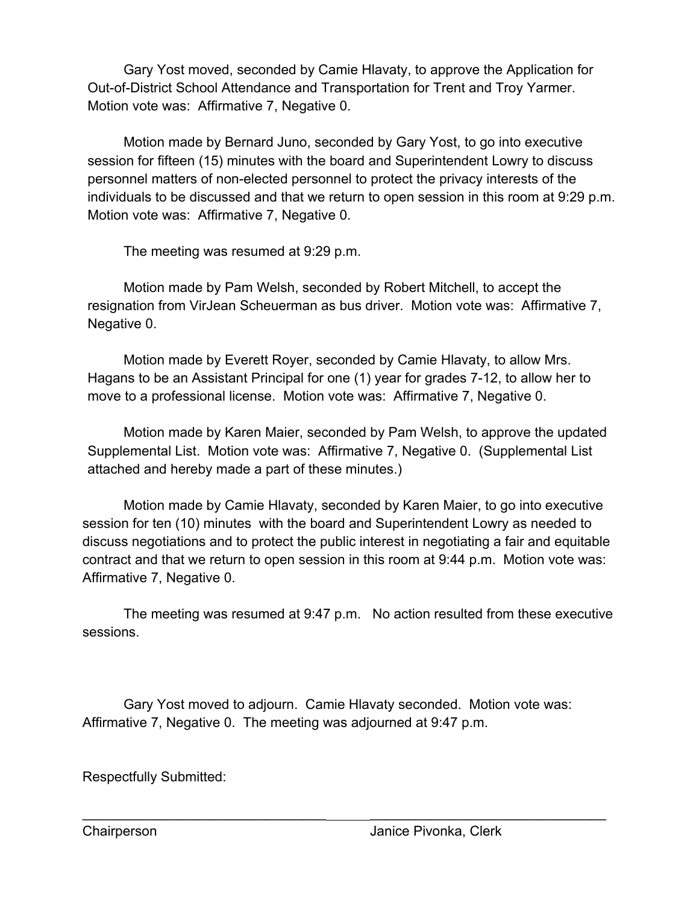Gary Yost moved, seconded by Camie Hlavaty, to approve the Application for Out-of-District School Attendance and Transportation for Trent and Troy Yarmer. Motion vote was: Affirmative 7, Negative 0.

Motion made by Bernard Juno, seconded by Gary Yost, to go into executive session for fifteen (15) minutes with the board and Superintendent Lowry to discuss personnel matters of non-elected personnel to protect the privacy interests of the individuals to be discussed and that we return to open session in this room at 9:29 p.m. Motion vote was: Affirmative 7, Negative 0.

The meeting was resumed at 9:29 p.m.

Motion made by Pam Welsh, seconded by Robert Mitchell, to accept the resignation from VirJean Scheuerman as bus driver. Motion vote was: Affirmative 7, Negative 0.

Motion made by Everett Royer, seconded by Camie Hlavaty, to allow Mrs. Hagans to be an Assistant Principal for one (1) year for grades 7-12, to allow her to move to a professional license. Motion vote was: Affirmative 7, Negative 0.

Motion made by Karen Maier, seconded by Pam Welsh, to approve the updated Supplemental List. Motion vote was: Affirmative 7, Negative 0. (Supplemental List attached and hereby made a part of these minutes.)

Motion made by Camie Hlavaty, seconded by Karen Maier, to go into executive session for ten (10) minutes with the board and Superintendent Lowry as needed to discuss negotiations and to protect the public interest in negotiating a fair and equitable contract and that we return to open session in this room at 9:44 p.m. Motion vote was: Affirmative 7, Negative 0.

The meeting was resumed at 9:47 p.m. No action resulted from these executive sessions.

Gary Yost moved to adjourn. Camie Hlavaty seconded. Motion vote was: Affirmative 7, Negative 0. The meeting was adjourned at 9:47 p.m.

Respectfully Submitted:

_________________________________ _________________________________

Chairperson Janice Pivonka, Clerk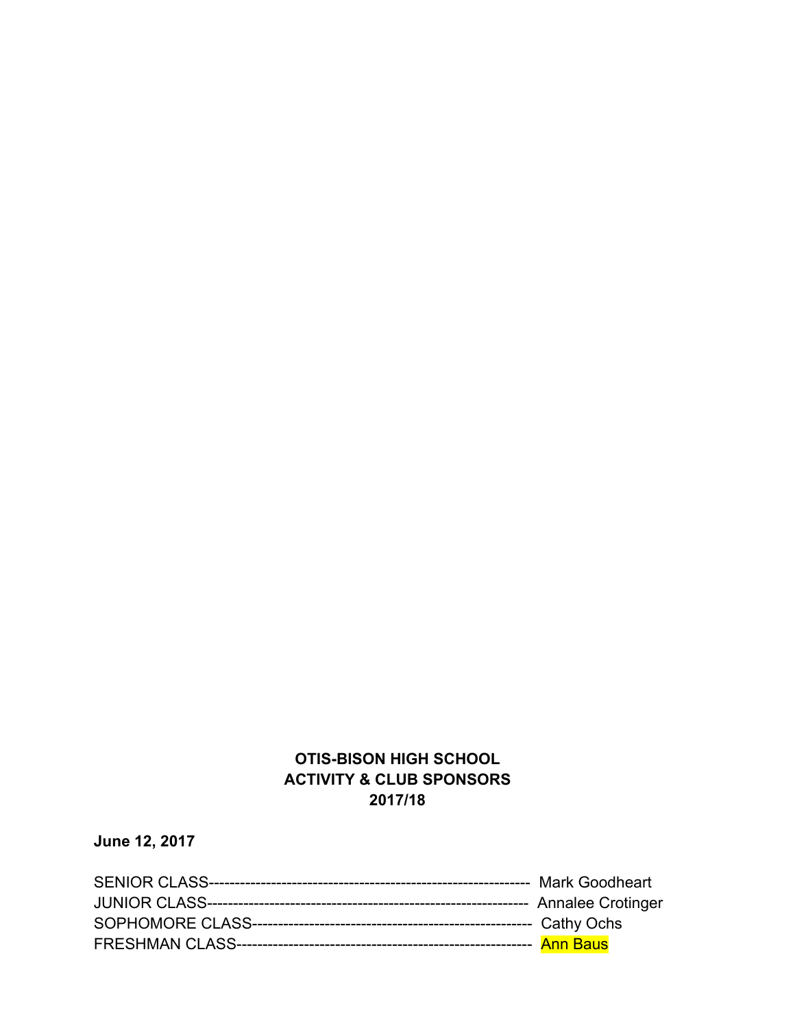**OTIS-BISON HIGH SCHOOL**
**ACTIVITY & CLUB SPONSORS**
**2017/18**

**June 12, 2017**

SENIOR CLASS--------------------------------------------------------------- Mark Goodheart
JUNIOR CLASS--------------------------------------------------------------- Annalee Crotinger
SOPHOMORE CLASS-------------------------------------------------------- Cathy Ochs
FRESHMAN CLASS----------------------------------------------------------- Ann Baus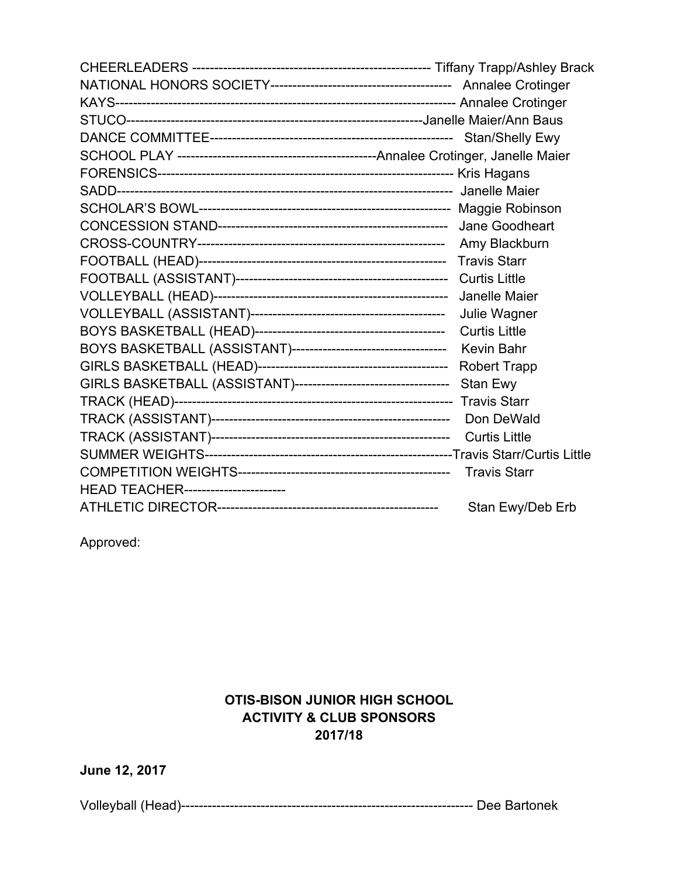CHEERLEADERS ----------------------------------------------------- Tiffany Trapp/Ashley Brack
NATIONAL HONORS SOCIETY---------------------------------------- Annalee Crotinger
KAYS---------------------------------------------------------------------------- Annalee Crotinger
STUCO-----------------------------------------------------------------Janelle Maier/Ann Baus
DANCE COMMITTEE------------------------------------------------------ Stan/Shelly Ewy
SCHOOL PLAY ------------------------------------------Annalee Crotinger, Janelle Maier
FORENSICS------------------------------------------------------------------ Kris Hagans
SADD----------------------------------------------------------------------------- Janelle Maier
SCHOLAR'S BOWL------------------------------------------------------- Maggie Robinson
CONCESSION STAND--------------------------------------------------- Jane Goodheart
CROSS-COUNTRY------------------------------------------------------- Amy Blackburn
FOOTBALL (HEAD)------------------------------------------------------- Travis Starr
FOOTBALL (ASSISTANT)----------------------------------------------- Curtis Little
VOLLEYBALL (HEAD)---------------------------------------------------- Janelle Maier
VOLLEYBALL (ASSISTANT)------------------------------------------- Julie Wagner
BOYS BASKETBALL (HEAD)------------------------------------------- Curtis Little
BOYS BASKETBALL (ASSISTANT)---------------------------------- Kevin Bahr
GIRLS BASKETBALL (HEAD)------------------------------------------ Robert Trapp
GIRLS BASKETBALL (ASSISTANT)---------------------------------- Stan Ewy
TRACK (HEAD)--------------------------------------------------------------- Travis Starr
TRACK (ASSISTANT)----------------------------------------------------- Don DeWald
TRACK (ASSISTANT)----------------------------------------------------- Curtis Little
SUMMER WEIGHTS------------------------------------------------------Travis Starr/Curtis Little
COMPETITION WEIGHTS---------------------------------------------- Travis Starr
HEAD TEACHER----------------------
ATHLETIC DIRECTOR------------------------------------------------- Stan Ewy/Deb Erb

Approved:

**OTIS-BISON JUNIOR HIGH SCHOOL**
**ACTIVITY & CLUB SPONSORS**
**2017/18**

**June 12, 2017**

Volleyball (Head)---------------------------------------------------------------- Dee Bartonek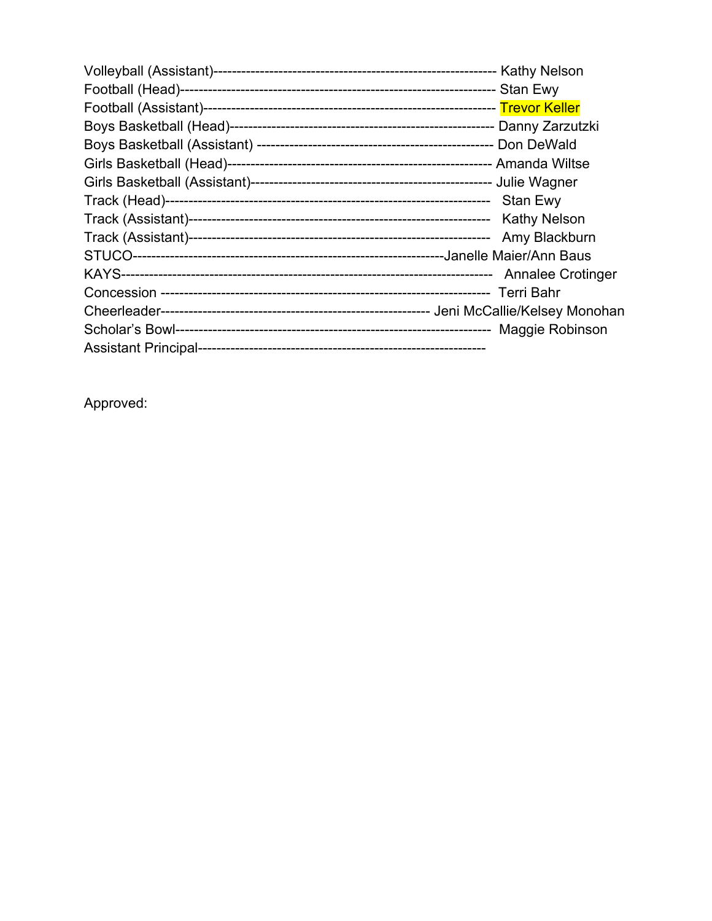Volleyball (Assistant)------------------------------------------------------------- Kathy Nelson
Football (Head)-------------------------------------------------------------------- Stan Ewy
Football (Assistant)--------------------------------------------------------------- Trevor Keller
Boys Basketball (Head)---------------------------------------------------------- Danny Zarzutzki
Boys Basketball (Assistant) --------------------------------------------------- Don DeWald
Girls Basketball (Head)---------------------------------------------------------- Amanda Wiltse
Girls Basketball (Assistant)---------------------------------------------------- Julie Wagner
Track (Head)----------------------------------------------------------------------- Stan Ewy
Track (Assistant)------------------------------------------------------------------ Kathy Nelson
Track (Assistant)------------------------------------------------------------------ Amy Blackburn
STUCO--------------------------------------------------------------------Janelle Maier/Ann Baus
KAYS---------------------------------------------------------------------------------- Annalee Crotinger
Concession ------------------------------------------------------------------------ Terri Bahr
Cheerleader------------------------------------------------------------ Jeni McCallie/Kelsey Monohan
Scholar's Bowl--------------------------------------------------------------------- Maggie Robinson
Assistant Principal-------------------------------------------------------------

Approved: